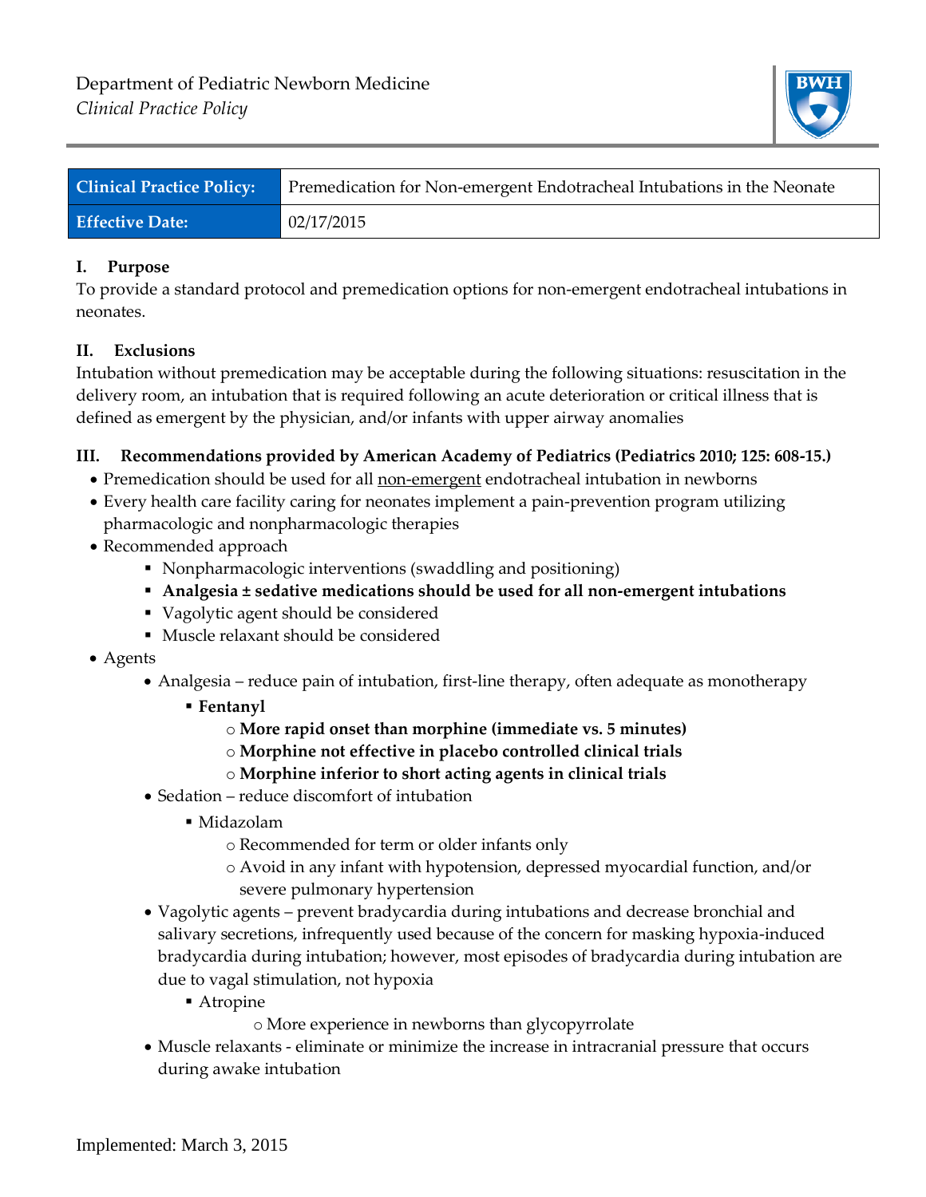Department of Pediatric Newborn Medicine
*Clinical Practice Policy*

| Clinical Practice Policy: | Premedication for Non-emergent Endotracheal Intubations in the Neonate |
|---|---|
| **Effective Date:** | 02/17/2015 |

## I. Purpose

To provide a standard protocol and premedication options for non-emergent endotracheal intubations in neonates.

## II. Exclusions

Intubation without premedication may be acceptable during the following situations: resuscitation in the delivery room, an intubation that is required following an acute deterioration or critical illness that is defined as emergent by the physician, and/or infants with upper airway anomalies

## III. Recommendations provided by American Academy of Pediatrics (Pediatrics 2010; 125: 608-15.)

- Premedication should be used for all non-emergent endotracheal intubation in newborns
- Every health care facility caring for neonates implement a pain-prevention program utilizing pharmacologic and nonpharmacologic therapies
- Recommended approach
  - Nonpharmacologic interventions (swaddling and positioning)
  - **Analgesia ± sedative medications should be used for all non-emergent intubations**
  - Vagolytic agent should be considered
  - Muscle relaxant should be considered
- Agents
  - Analgesia – reduce pain of intubation, first-line therapy, often adequate as monotherapy
    - **Fentanyl**
      - **More rapid onset than morphine (immediate vs. 5 minutes)**
      - **Morphine not effective in placebo controlled clinical trials**
      - **Morphine inferior to short acting agents in clinical trials**
  - Sedation – reduce discomfort of intubation
    - Midazolam
      - Recommended for term or older infants only
      - Avoid in any infant with hypotension, depressed myocardial function, and/or severe pulmonary hypertension
  - Vagolytic agents – prevent bradycardia during intubations and decrease bronchial and salivary secretions, infrequently used because of the concern for masking hypoxia-induced bradycardia during intubation; however, most episodes of bradycardia during intubation are due to vagal stimulation, not hypoxia
    - Atropine
      - More experience in newborns than glycopyrrolate
  - Muscle relaxants - eliminate or minimize the increase in intracranial pressure that occurs during awake intubation

Implemented: March 3, 2015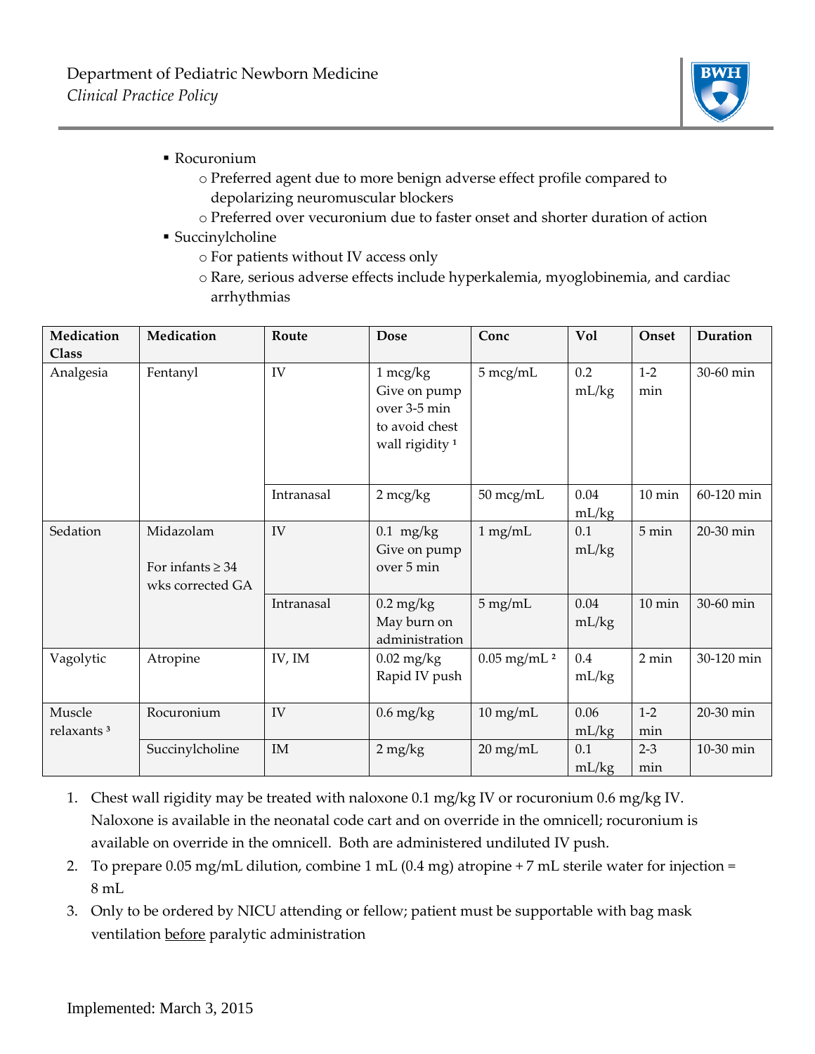- Rocuronium
  - Preferred agent due to more benign adverse effect profile compared to depolarizing neuromuscular blockers
  - Preferred over vecuronium due to faster onset and shorter duration of action
- Succinylcholine
  - For patients without IV access only
  - Rare, serious adverse effects include hyperkalemia, myoglobinemia, and cardiac arrhythmias

| Medication Class | Medication | Route | Dose | Conc | Vol | Onset | Duration |
|---|---|---|---|---|---|---|---|
| Analgesia | Fentanyl | IV | 1 mcg/kg Give on pump over 3-5 min to avoid chest wall rigidity [1] | 5 mcg/mL | 0.2 mL/kg | 1-2 min | 30-60 min |
| | | Intranasal | 2 mcg/kg | 50 mcg/mL | 0.04 mL/kg | 10 min | 60-120 min |
| Sedation | Midazolam<br><br>For infants ≥ 34 wks corrected GA | IV | 0.1 mg/kg Give on pump over 5 min | 1 mg/mL | 0.1 mL/kg | 5 min | 20-30 min |
| | | Intranasal | 0.2 mg/kg May burn on administration | 5 mg/mL | 0.04 mL/kg | 10 min | 30-60 min |
| Vagolytic | Atropine | IV, IM | 0.02 mg/kg Rapid IV push | 0.05 mg/mL [2] | 0.4 mL/kg | 2 min | 30-120 min |
| Muscle relaxants [3] | Rocuronium | IV | 0.6 mg/kg | 10 mg/mL | 0.06 mL/kg | 1-2 min | 20-30 min |
| | Succinylcholine | IM | 2 mg/kg | 20 mg/mL | 0.1 mL/kg | 2-3 min | 10-30 min |

1. Chest wall rigidity may be treated with naloxone 0.1 mg/kg IV or rocuronium 0.6 mg/kg IV. Naloxone is available in the neonatal code cart and on override in the omnicell; rocuronium is available on override in the omnicell. Both are administered undiluted IV push.
2. To prepare 0.05 mg/mL dilution, combine 1 mL (0.4 mg) atropine + 7 mL sterile water for injection = 8 mL
3. Only to be ordered by NICU attending or fellow; patient must be supportable with bag mask ventilation <u>before</u> paralytic administration

Implemented: March 3, 2015